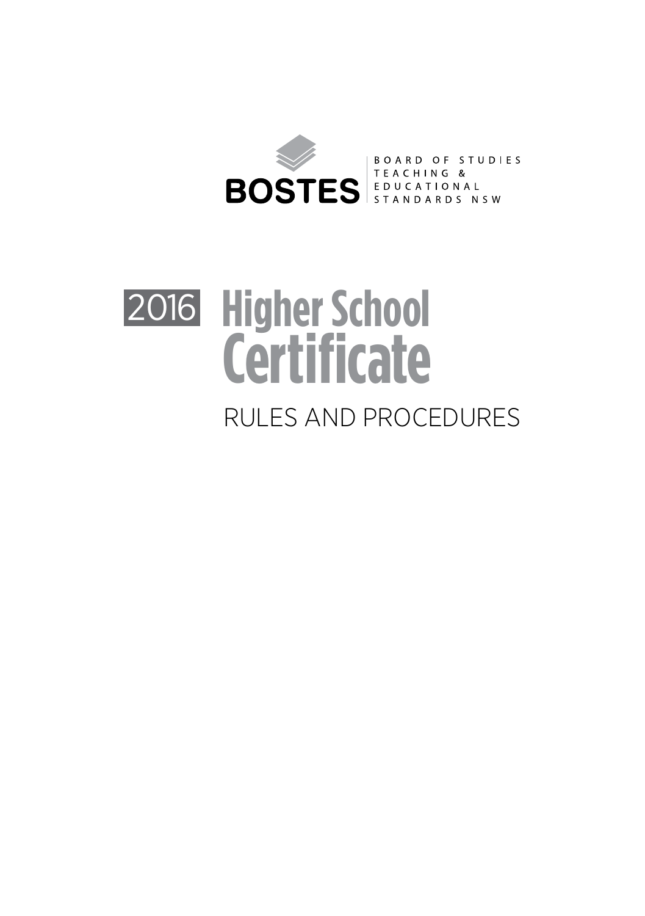BOSTES

BOARD OF STUDIES TEACHING & EDUCATIONAL STANDARDS NSW

# 2016 Higher School Certificate

## RULES AND PROCEDURES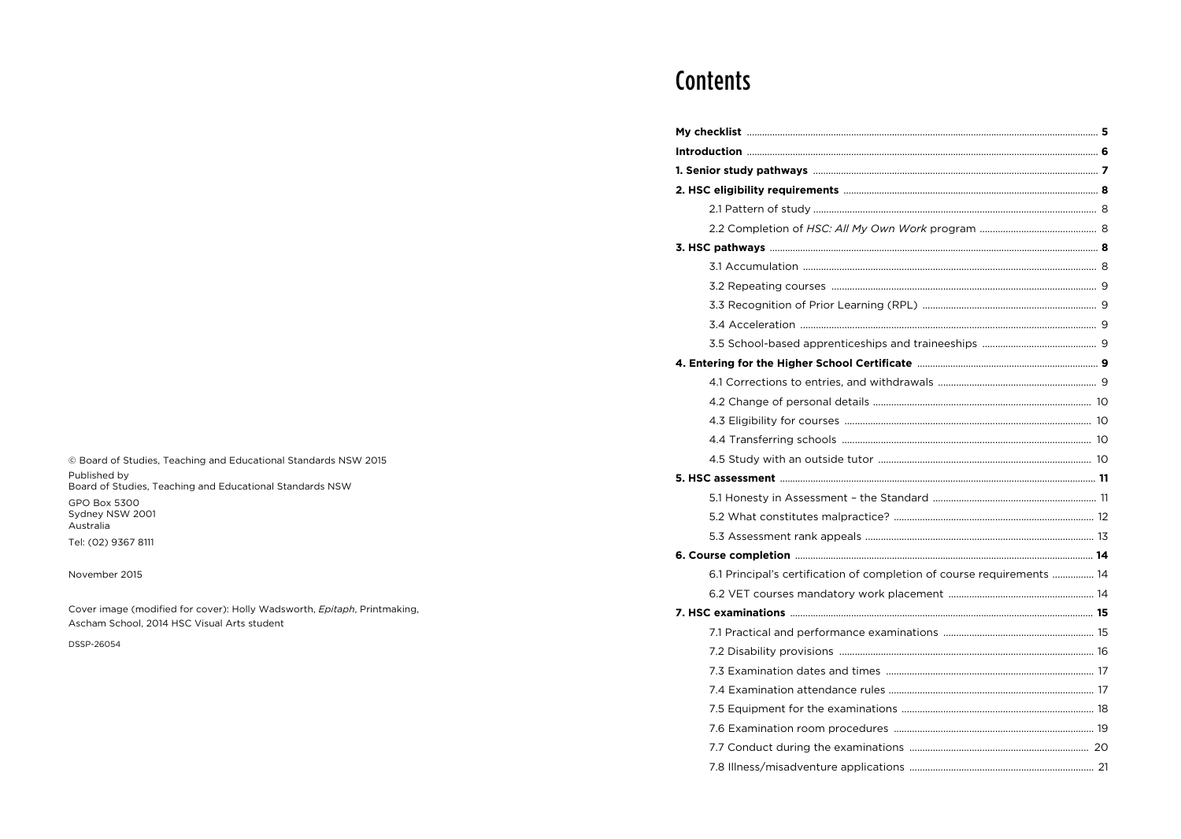© Board of Studies, Teaching and Educational Standards NSW 2015

Published by
Board of Studies, Teaching and Educational Standards NSW

GPO Box 5300
Sydney NSW 2001
Australia

Tel: (02) 9367 8111

November 2015

Cover image (modified for cover): Holly Wadsworth, *Epitaph*, Printmaking, Ascham School, 2014 HSC Visual Arts student

DSSP-26054

# Contents

**My checklist** .......... **5**

**Introduction** .......... **6**

**1. Senior study pathways** .......... **7**

**2. HSC eligibility requirements** .......... **8**

- 2.1 Pattern of study .......... 8
- 2.2 Completion of *HSC: All My Own Work* program .......... 8

**3. HSC pathways** .......... **8**

- 3.1 Accumulation .......... 8
- 3.2 Repeating courses .......... 9
- 3.3 Recognition of Prior Learning (RPL) .......... 9
- 3.4 Acceleration .......... 9
- 3.5 School-based apprenticeships and traineeships .......... 9

**4. Entering for the Higher School Certificate** .......... **9**

- 4.1 Corrections to entries, and withdrawals .......... 9
- 4.2 Change of personal details .......... 10
- 4.3 Eligibility for courses .......... 10
- 4.4 Transferring schools .......... 10
- 4.5 Study with an outside tutor .......... 10

**5. HSC assessment** .......... **11**

- 5.1 Honesty in Assessment – the Standard .......... 11
- 5.2 What constitutes malpractice? .......... 12
- 5.3 Assessment rank appeals .......... 13

**6. Course completion** .......... **14**

- 6.1 Principal's certification of completion of course requirements .......... 14
- 6.2 VET courses mandatory work placement .......... 14

**7. HSC examinations** .......... **15**

- 7.1 Practical and performance examinations .......... 15
- 7.2 Disability provisions .......... 16
- 7.3 Examination dates and times .......... 17
- 7.4 Examination attendance rules .......... 17
- 7.5 Equipment for the examinations .......... 18
- 7.6 Examination room procedures .......... 19
- 7.7 Conduct during the examinations .......... 20
- 7.8 Illness/misadventure applications .......... 21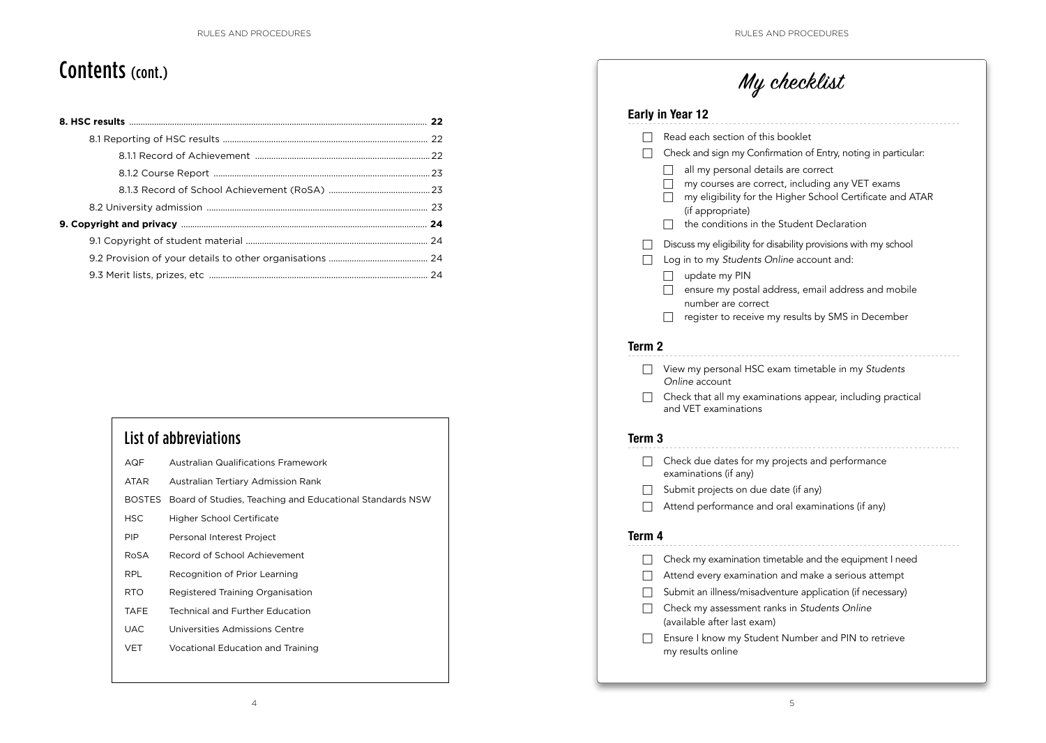# Contents (cont.)

**8. HSC results** .......... **22**

- 8.1 Reporting of HSC results .......... 22
  - 8.1.1 Record of Achievement .......... 22
  - 8.1.2 Course Report .......... 23
  - 8.1.3 Record of School Achievement (RoSA) .......... 23
- 8.2 University admission .......... 23

**9. Copyright and privacy** .......... **24**

- 9.1 Copyright of student material .......... 24
- 9.2 Provision of your details to other organisations .......... 24
- 9.3 Merit lists, prizes, etc .......... 24

## List of abbreviations

| | |
|---|---|
| AQF | Australian Qualifications Framework |
| ATAR | Australian Tertiary Admission Rank |
| BOSTES | Board of Studies, Teaching and Educational Standards NSW |
| HSC | Higher School Certificate |
| PIP | Personal Interest Project |
| RoSA | Record of School Achievement |
| RPL | Recognition of Prior Learning |
| RTO | Registered Training Organisation |
| TAFE | Technical and Further Education |
| UAC | Universities Admissions Centre |
| VET | Vocational Education and Training |

# My checklist

## Early in Year 12

- ☐ Read each section of this booklet
- ☐ Check and sign my Confirmation of Entry, noting in particular:
  - ☐ all my personal details are correct
  - ☐ my courses are correct, including any VET exams
  - ☐ my eligibility for the Higher School Certificate and ATAR (if appropriate)
  - ☐ the conditions in the Student Declaration
- ☐ Discuss my eligibility for disability provisions with my school
- ☐ Log in to my *Students Online* account and:
  - ☐ update my PIN
  - ☐ ensure my postal address, email address and mobile number are correct
  - ☐ register to receive my results by SMS in December

## Term 2

- ☐ View my personal HSC exam timetable in my *Students Online* account
- ☐ Check that all my examinations appear, including practical and VET examinations

## Term 3

- ☐ Check due dates for my projects and performance examinations (if any)
- ☐ Submit projects on due date (if any)
- ☐ Attend performance and oral examinations (if any)

## Term 4

- ☐ Check my examination timetable and the equipment I need
- ☐ Attend every examination and make a serious attempt
- ☐ Submit an illness/misadventure application (if necessary)
- ☐ Check my assessment ranks in *Students Online* (available after last exam)
- ☐ Ensure I know my Student Number and PIN to retrieve my results online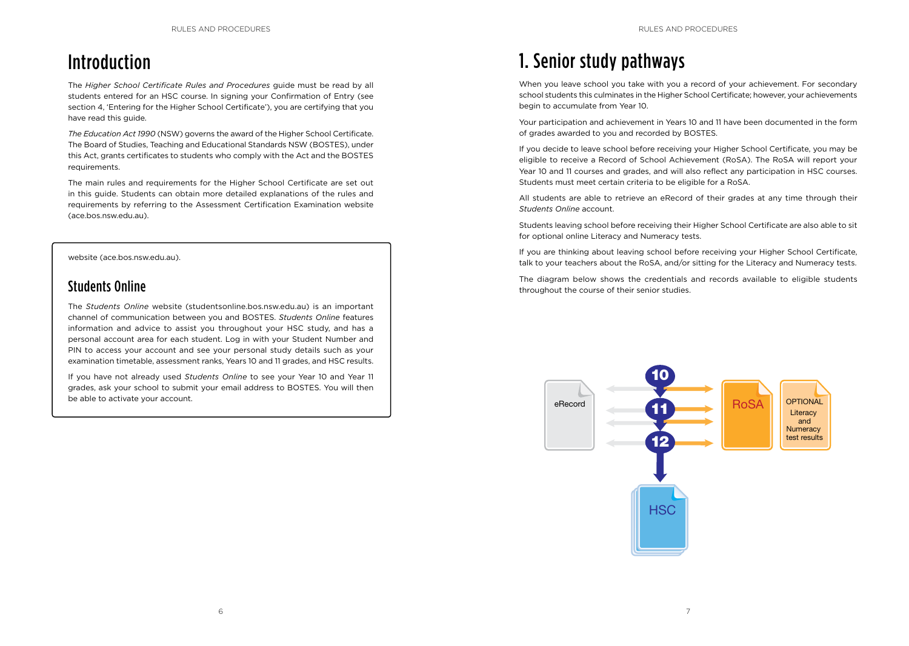# Introduction

The *Higher School Certificate Rules and Procedures* guide must be read by all students entered for an HSC course. In signing your Confirmation of Entry (see section 4, 'Entering for the Higher School Certificate'), you are certifying that you have read this guide.

*The Education Act 1990* (NSW) governs the award of the Higher School Certificate. The Board of Studies, Teaching and Educational Standards NSW (BOSTES), under this Act, grants certificates to students who comply with the Act and the BOSTES requirements.

The main rules and requirements for the Higher School Certificate are set out in this guide. Students can obtain more detailed explanations of the rules and requirements by referring to the Assessment Certification Examination website (ace.bos.nsw.edu.au).

website (ace.bos.nsw.edu.au).

## Students Online

The *Students Online* website (studentsonline.bos.nsw.edu.au) is an important channel of communication between you and BOSTES. *Students Online* features information and advice to assist you throughout your HSC study, and has a personal account area for each student. Log in with your Student Number and PIN to access your account and see your personal study details such as your examination timetable, assessment ranks, Years 10 and 11 grades, and HSC results.

If you have not already used *Students Online* to see your Year 10 and Year 11 grades, ask your school to submit your email address to BOSTES. You will then be able to activate your account.

# 1. Senior study pathways

When you leave school you take with you a record of your achievement. For secondary school students this culminates in the Higher School Certificate; however, your achievements begin to accumulate from Year 10.

Your participation and achievement in Years 10 and 11 have been documented in the form of grades awarded to you and recorded by BOSTES.

If you decide to leave school before receiving your Higher School Certificate, you may be eligible to receive a Record of School Achievement (RoSA). The RoSA will report your Year 10 and 11 courses and grades, and will also reflect any participation in HSC courses. Students must meet certain criteria to be eligible for a RoSA.

All students are able to retrieve an eRecord of their grades at any time through their *Students Online* account.

Students leaving school before receiving their Higher School Certificate are also able to sit for optional online Literacy and Numeracy tests.

If you are thinking about leaving school before receiving your Higher School Certificate, talk to your teachers about the RoSA, and/or sitting for the Literacy and Numeracy tests.

The diagram below shows the credentials and records available to eligible students throughout the course of their senior studies.

eRecord — 10 — 11 — 12 — RoSA — OPTIONAL Literacy and Numeracy test results — HSC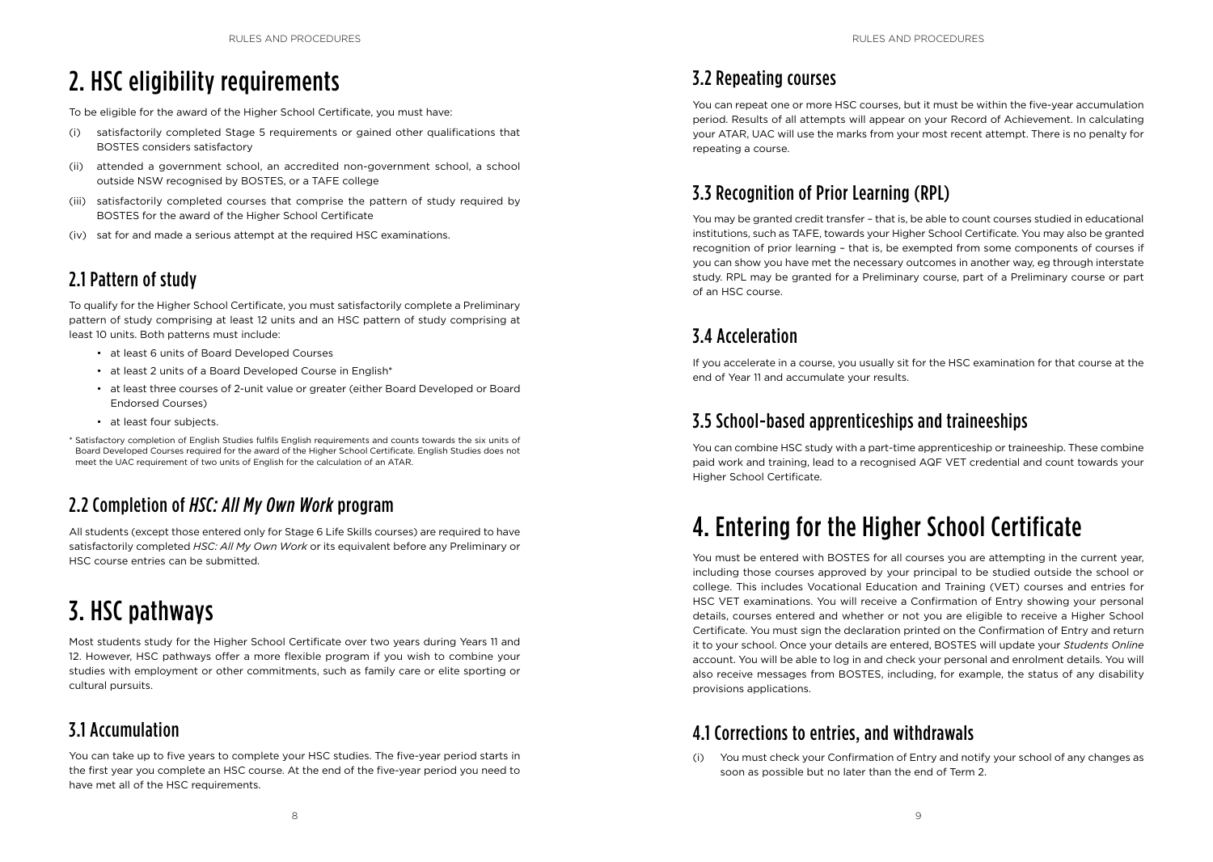# 2. HSC eligibility requirements

To be eligible for the award of the Higher School Certificate, you must have:

(i) satisfactorily completed Stage 5 requirements or gained other qualifications that BOSTES considers satisfactory

(ii) attended a government school, an accredited non-government school, a school outside NSW recognised by BOSTES, or a TAFE college

(iii) satisfactorily completed courses that comprise the pattern of study required by BOSTES for the award of the Higher School Certificate

(iv) sat for and made a serious attempt at the required HSC examinations.

## 2.1 Pattern of study

To qualify for the Higher School Certificate, you must satisfactorily complete a Preliminary pattern of study comprising at least 12 units and an HSC pattern of study comprising at least 10 units. Both patterns must include:

- at least 6 units of Board Developed Courses
- at least 2 units of a Board Developed Course in English*
- at least three courses of 2-unit value or greater (either Board Developed or Board Endorsed Courses)
- at least four subjects.

\* Satisfactory completion of English Studies fulfils English requirements and counts towards the six units of Board Developed Courses required for the award of the Higher School Certificate. English Studies does not meet the UAC requirement of two units of English for the calculation of an ATAR.

## 2.2 Completion of *HSC: All My Own Work* program

All students (except those entered only for Stage 6 Life Skills courses) are required to have satisfactorily completed *HSC: All My Own Work* or its equivalent before any Preliminary or HSC course entries can be submitted.

# 3. HSC pathways

Most students study for the Higher School Certificate over two years during Years 11 and 12. However, HSC pathways offer a more flexible program if you wish to combine your studies with employment or other commitments, such as family care or elite sporting or cultural pursuits.

## 3.1 Accumulation

You can take up to five years to complete your HSC studies. The five-year period starts in the first year you complete an HSC course. At the end of the five-year period you need to have met all of the HSC requirements.

## 3.2 Repeating courses

You can repeat one or more HSC courses, but it must be within the five-year accumulation period. Results of all attempts will appear on your Record of Achievement. In calculating your ATAR, UAC will use the marks from your most recent attempt. There is no penalty for repeating a course.

## 3.3 Recognition of Prior Learning (RPL)

You may be granted credit transfer – that is, be able to count courses studied in educational institutions, such as TAFE, towards your Higher School Certificate. You may also be granted recognition of prior learning – that is, be exempted from some components of courses if you can show you have met the necessary outcomes in another way, eg through interstate study. RPL may be granted for a Preliminary course, part of a Preliminary course or part of an HSC course.

## 3.4 Acceleration

If you accelerate in a course, you usually sit for the HSC examination for that course at the end of Year 11 and accumulate your results.

## 3.5 School-based apprenticeships and traineeships

You can combine HSC study with a part-time apprenticeship or traineeship. These combine paid work and training, lead to a recognised AQF VET credential and count towards your Higher School Certificate.

# 4. Entering for the Higher School Certificate

You must be entered with BOSTES for all courses you are attempting in the current year, including those courses approved by your principal to be studied outside the school or college. This includes Vocational Education and Training (VET) courses and entries for HSC VET examinations. You will receive a Confirmation of Entry showing your personal details, courses entered and whether or not you are eligible to receive a Higher School Certificate. You must sign the declaration printed on the Confirmation of Entry and return it to your school. Once your details are entered, BOSTES will update your *Students Online* account. You will be able to log in and check your personal and enrolment details. You will also receive messages from BOSTES, including, for example, the status of any disability provisions applications.

## 4.1 Corrections to entries, and withdrawals

(i) You must check your Confirmation of Entry and notify your school of any changes as soon as possible but no later than the end of Term 2.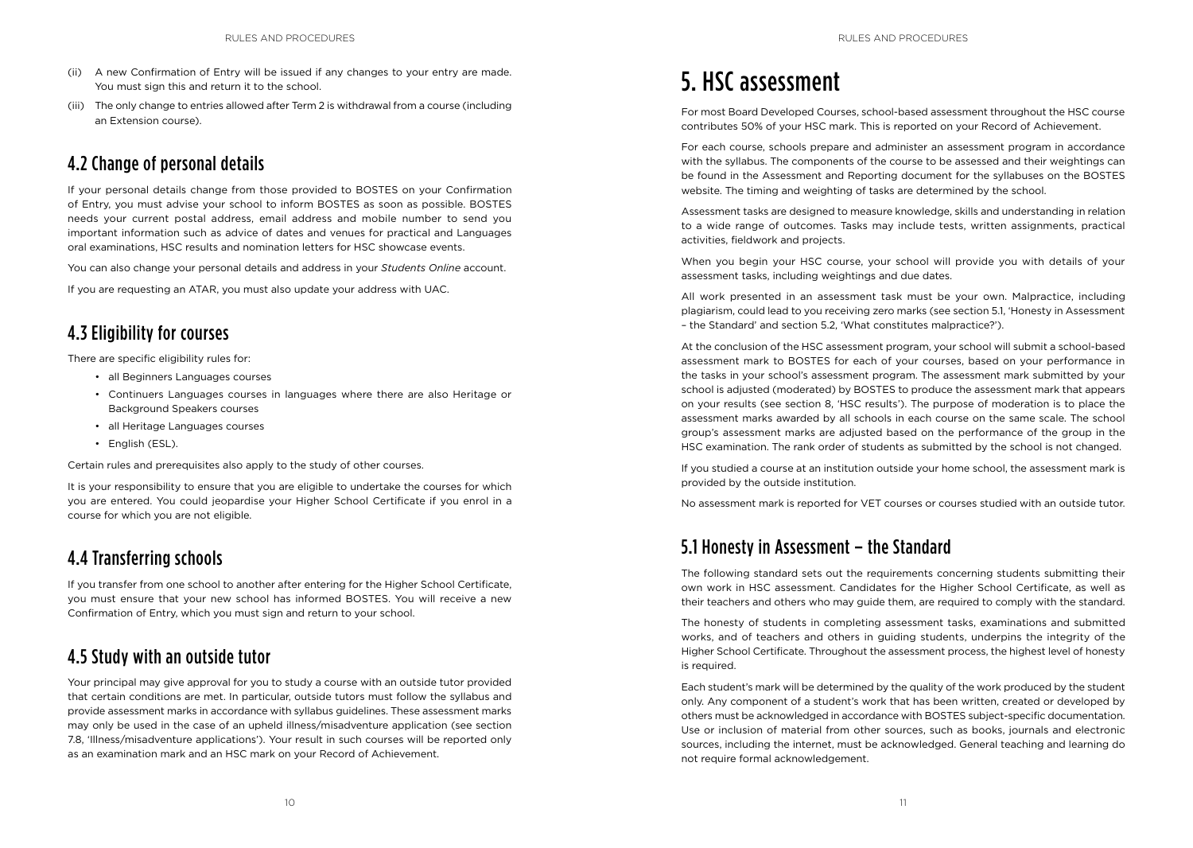(ii) A new Confirmation of Entry will be issued if any changes to your entry are made. You must sign this and return it to the school.

(iii) The only change to entries allowed after Term 2 is withdrawal from a course (including an Extension course).

## 4.2 Change of personal details

If your personal details change from those provided to BOSTES on your Confirmation of Entry, you must advise your school to inform BOSTES as soon as possible. BOSTES needs your current postal address, email address and mobile number to send you important information such as advice of dates and venues for practical and Languages oral examinations, HSC results and nomination letters for HSC showcase events.

You can also change your personal details and address in your *Students Online* account.

If you are requesting an ATAR, you must also update your address with UAC.

## 4.3 Eligibility for courses

There are specific eligibility rules for:

- all Beginners Languages courses
- Continuers Languages courses in languages where there are also Heritage or Background Speakers courses
- all Heritage Languages courses
- English (ESL).

Certain rules and prerequisites also apply to the study of other courses.

It is your responsibility to ensure that you are eligible to undertake the courses for which you are entered. You could jeopardise your Higher School Certificate if you enrol in a course for which you are not eligible.

## 4.4 Transferring schools

If you transfer from one school to another after entering for the Higher School Certificate, you must ensure that your new school has informed BOSTES. You will receive a new Confirmation of Entry, which you must sign and return to your school.

## 4.5 Study with an outside tutor

Your principal may give approval for you to study a course with an outside tutor provided that certain conditions are met. In particular, outside tutors must follow the syllabus and provide assessment marks in accordance with syllabus guidelines. These assessment marks may only be used in the case of an upheld illness/misadventure application (see section 7.8, 'Illness/misadventure applications'). Your result in such courses will be reported only as an examination mark and an HSC mark on your Record of Achievement.

# 5. HSC assessment

For most Board Developed Courses, school-based assessment throughout the HSC course contributes 50% of your HSC mark. This is reported on your Record of Achievement.

For each course, schools prepare and administer an assessment program in accordance with the syllabus. The components of the course to be assessed and their weightings can be found in the Assessment and Reporting document for the syllabuses on the BOSTES website. The timing and weighting of tasks are determined by the school.

Assessment tasks are designed to measure knowledge, skills and understanding in relation to a wide range of outcomes. Tasks may include tests, written assignments, practical activities, fieldwork and projects.

When you begin your HSC course, your school will provide you with details of your assessment tasks, including weightings and due dates.

All work presented in an assessment task must be your own. Malpractice, including plagiarism, could lead to you receiving zero marks (see section 5.1, 'Honesty in Assessment – the Standard' and section 5.2, 'What constitutes malpractice?').

At the conclusion of the HSC assessment program, your school will submit a school-based assessment mark to BOSTES for each of your courses, based on your performance in the tasks in your school's assessment program. The assessment mark submitted by your school is adjusted (moderated) by BOSTES to produce the assessment mark that appears on your results (see section 8, 'HSC results'). The purpose of moderation is to place the assessment marks awarded by all schools in each course on the same scale. The school group's assessment marks are adjusted based on the performance of the group in the HSC examination. The rank order of students as submitted by the school is not changed.

If you studied a course at an institution outside your home school, the assessment mark is provided by the outside institution.

No assessment mark is reported for VET courses or courses studied with an outside tutor.

## 5.1 Honesty in Assessment – the Standard

The following standard sets out the requirements concerning students submitting their own work in HSC assessment. Candidates for the Higher School Certificate, as well as their teachers and others who may guide them, are required to comply with the standard.

The honesty of students in completing assessment tasks, examinations and submitted works, and of teachers and others in guiding students, underpins the integrity of the Higher School Certificate. Throughout the assessment process, the highest level of honesty is required.

Each student's mark will be determined by the quality of the work produced by the student only. Any component of a student's work that has been written, created or developed by others must be acknowledged in accordance with BOSTES subject-specific documentation. Use or inclusion of material from other sources, such as books, journals and electronic sources, including the internet, must be acknowledged. General teaching and learning do not require formal acknowledgement.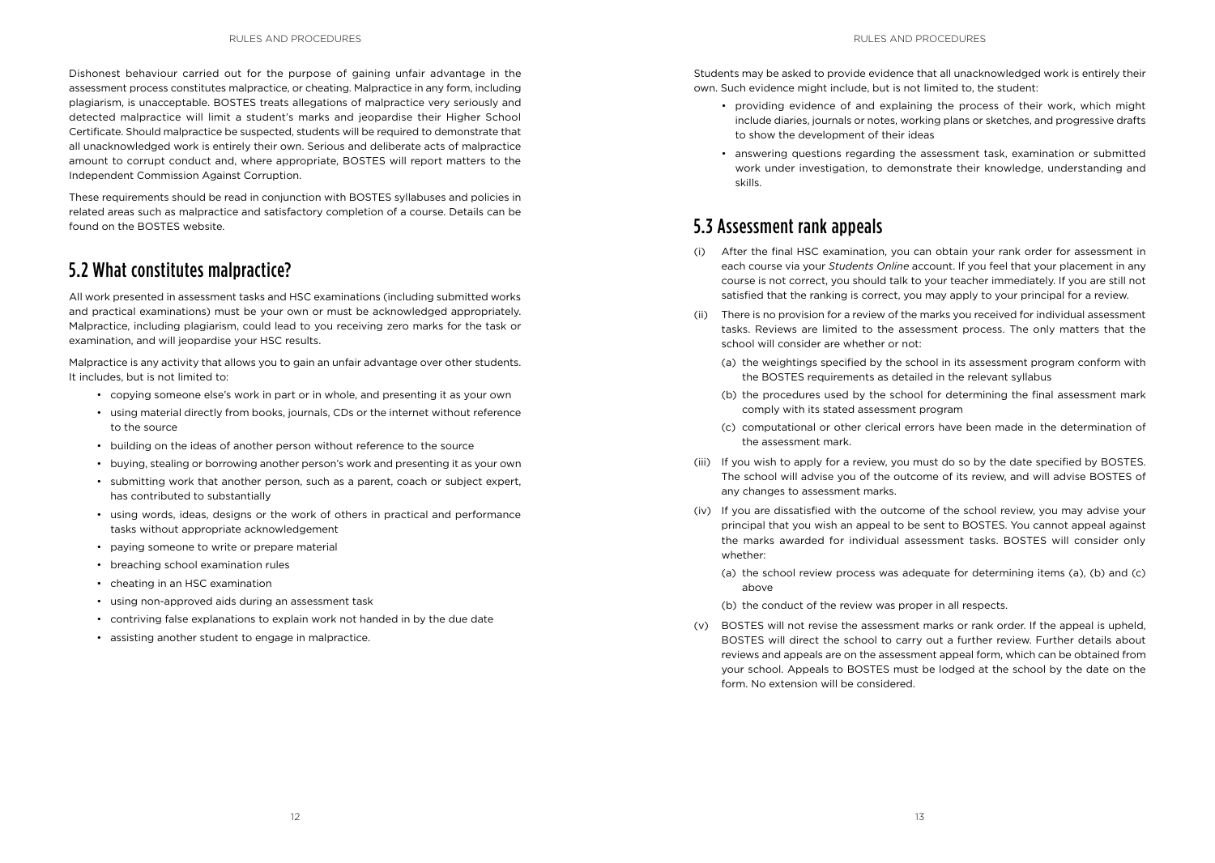Dishonest behaviour carried out for the purpose of gaining unfair advantage in the assessment process constitutes malpractice, or cheating. Malpractice in any form, including plagiarism, is unacceptable. BOSTES treats allegations of malpractice very seriously and detected malpractice will limit a student's marks and jeopardise their Higher School Certificate. Should malpractice be suspected, students will be required to demonstrate that all unacknowledged work is entirely their own. Serious and deliberate acts of malpractice amount to corrupt conduct and, where appropriate, BOSTES will report matters to the Independent Commission Against Corruption.

These requirements should be read in conjunction with BOSTES syllabuses and policies in related areas such as malpractice and satisfactory completion of a course. Details can be found on the BOSTES website.

## 5.2 What constitutes malpractice?

All work presented in assessment tasks and HSC examinations (including submitted works and practical examinations) must be your own or must be acknowledged appropriately. Malpractice, including plagiarism, could lead to you receiving zero marks for the task or examination, and will jeopardise your HSC results.

Malpractice is any activity that allows you to gain an unfair advantage over other students. It includes, but is not limited to:

- copying someone else's work in part or in whole, and presenting it as your own
- using material directly from books, journals, CDs or the internet without reference to the source
- building on the ideas of another person without reference to the source
- buying, stealing or borrowing another person's work and presenting it as your own
- submitting work that another person, such as a parent, coach or subject expert, has contributed to substantially
- using words, ideas, designs or the work of others in practical and performance tasks without appropriate acknowledgement
- paying someone to write or prepare material
- breaching school examination rules
- cheating in an HSC examination
- using non-approved aids during an assessment task
- contriving false explanations to explain work not handed in by the due date
- assisting another student to engage in malpractice.

Students may be asked to provide evidence that all unacknowledged work is entirely their own. Such evidence might include, but is not limited to, the student:

- providing evidence of and explaining the process of their work, which might include diaries, journals or notes, working plans or sketches, and progressive drafts to show the development of their ideas
- answering questions regarding the assessment task, examination or submitted work under investigation, to demonstrate their knowledge, understanding and skills.

## 5.3 Assessment rank appeals

(i) After the final HSC examination, you can obtain your rank order for assessment in each course via your *Students Online* account. If you feel that your placement in any course is not correct, you should talk to your teacher immediately. If you are still not satisfied that the ranking is correct, you may apply to your principal for a review.

(ii) There is no provision for a review of the marks you received for individual assessment tasks. Reviews are limited to the assessment process. The only matters that the school will consider are whether or not:

  (a) the weightings specified by the school in its assessment program conform with the BOSTES requirements as detailed in the relevant syllabus

  (b) the procedures used by the school for determining the final assessment mark comply with its stated assessment program

  (c) computational or other clerical errors have been made in the determination of the assessment mark.

(iii) If you wish to apply for a review, you must do so by the date specified by BOSTES. The school will advise you of the outcome of its review, and will advise BOSTES of any changes to assessment marks.

(iv) If you are dissatisfied with the outcome of the school review, you may advise your principal that you wish an appeal to be sent to BOSTES. You cannot appeal against the marks awarded for individual assessment tasks. BOSTES will consider only whether:

  (a) the school review process was adequate for determining items (a), (b) and (c) above

  (b) the conduct of the review was proper in all respects.

(v) BOSTES will not revise the assessment marks or rank order. If the appeal is upheld, BOSTES will direct the school to carry out a further review. Further details about reviews and appeals are on the assessment appeal form, which can be obtained from your school. Appeals to BOSTES must be lodged at the school by the date on the form. No extension will be considered.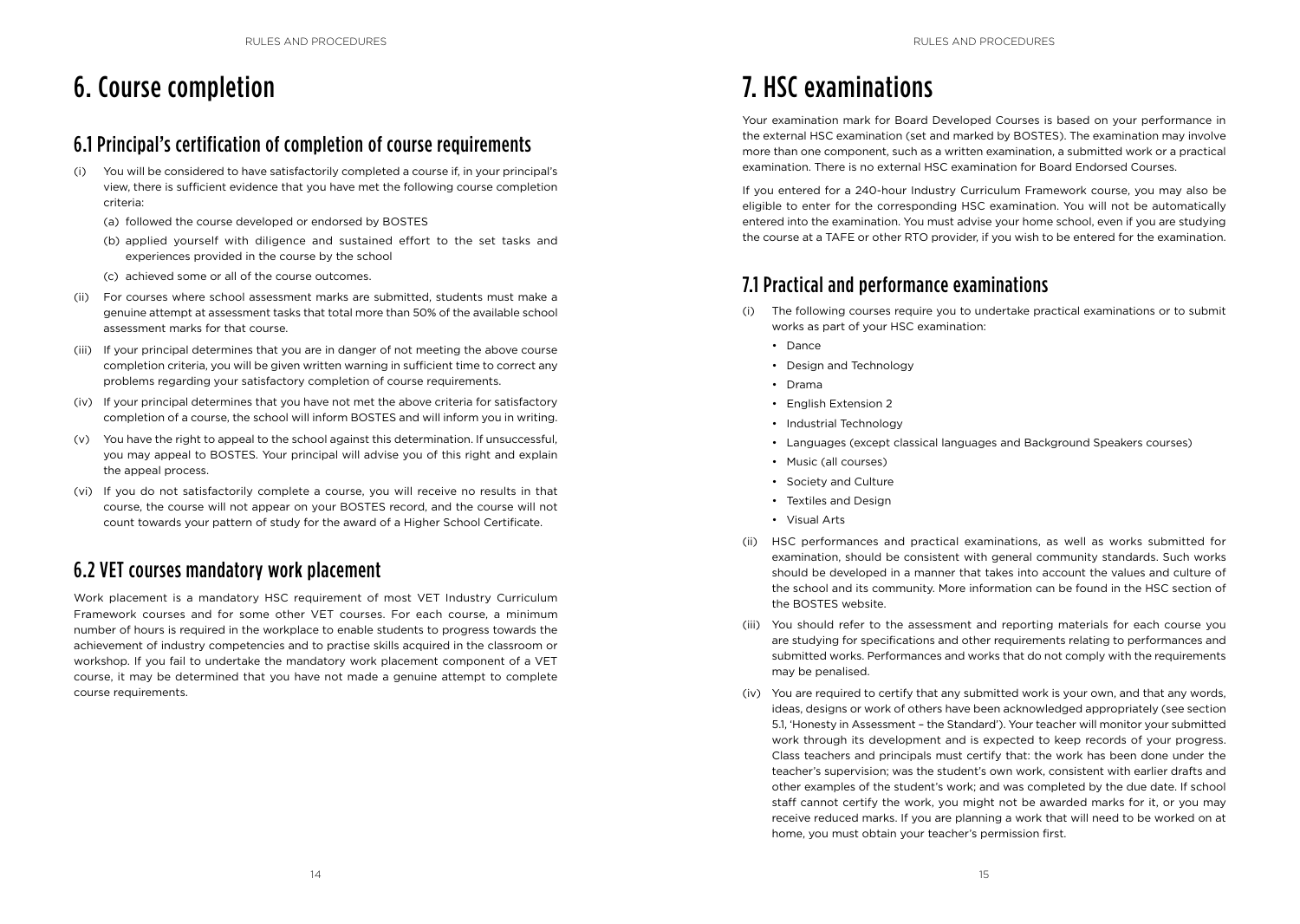# 6. Course completion

## 6.1 Principal's certification of completion of course requirements

(i) You will be considered to have satisfactorily completed a course if, in your principal's view, there is sufficient evidence that you have met the following course completion criteria:

(a) followed the course developed or endorsed by BOSTES

(b) applied yourself with diligence and sustained effort to the set tasks and experiences provided in the course by the school

(c) achieved some or all of the course outcomes.

(ii) For courses where school assessment marks are submitted, students must make a genuine attempt at assessment tasks that total more than 50% of the available school assessment marks for that course.

(iii) If your principal determines that you are in danger of not meeting the above course completion criteria, you will be given written warning in sufficient time to correct any problems regarding your satisfactory completion of course requirements.

(iv) If your principal determines that you have not met the above criteria for satisfactory completion of a course, the school will inform BOSTES and will inform you in writing.

(v) You have the right to appeal to the school against this determination. If unsuccessful, you may appeal to BOSTES. Your principal will advise you of this right and explain the appeal process.

(vi) If you do not satisfactorily complete a course, you will receive no results in that course, the course will not appear on your BOSTES record, and the course will not count towards your pattern of study for the award of a Higher School Certificate.

## 6.2 VET courses mandatory work placement

Work placement is a mandatory HSC requirement of most VET Industry Curriculum Framework courses and for some other VET courses. For each course, a minimum number of hours is required in the workplace to enable students to progress towards the achievement of industry competencies and to practise skills acquired in the classroom or workshop. If you fail to undertake the mandatory work placement component of a VET course, it may be determined that you have not made a genuine attempt to complete course requirements.

# 7. HSC examinations

Your examination mark for Board Developed Courses is based on your performance in the external HSC examination (set and marked by BOSTES). The examination may involve more than one component, such as a written examination, a submitted work or a practical examination. There is no external HSC examination for Board Endorsed Courses.

If you entered for a 240-hour Industry Curriculum Framework course, you may also be eligible to enter for the corresponding HSC examination. You will not be automatically entered into the examination. You must advise your home school, even if you are studying the course at a TAFE or other RTO provider, if you wish to be entered for the examination.

## 7.1 Practical and performance examinations

(i) The following courses require you to undertake practical examinations or to submit works as part of your HSC examination:

- Dance
- Design and Technology
- Drama
- English Extension 2
- Industrial Technology
- Languages (except classical languages and Background Speakers courses)
- Music (all courses)
- Society and Culture
- Textiles and Design
- Visual Arts

(ii) HSC performances and practical examinations, as well as works submitted for examination, should be consistent with general community standards. Such works should be developed in a manner that takes into account the values and culture of the school and its community. More information can be found in the HSC section of the BOSTES website.

(iii) You should refer to the assessment and reporting materials for each course you are studying for specifications and other requirements relating to performances and submitted works. Performances and works that do not comply with the requirements may be penalised.

(iv) You are required to certify that any submitted work is your own, and that any words, ideas, designs or work of others have been acknowledged appropriately (see section 5.1, 'Honesty in Assessment – the Standard'). Your teacher will monitor your submitted work through its development and is expected to keep records of your progress. Class teachers and principals must certify that: the work has been done under the teacher's supervision; was the student's own work, consistent with earlier drafts and other examples of the student's work; and was completed by the due date. If school staff cannot certify the work, you might not be awarded marks for it, or you may receive reduced marks. If you are planning a work that will need to be worked on at home, you must obtain your teacher's permission first.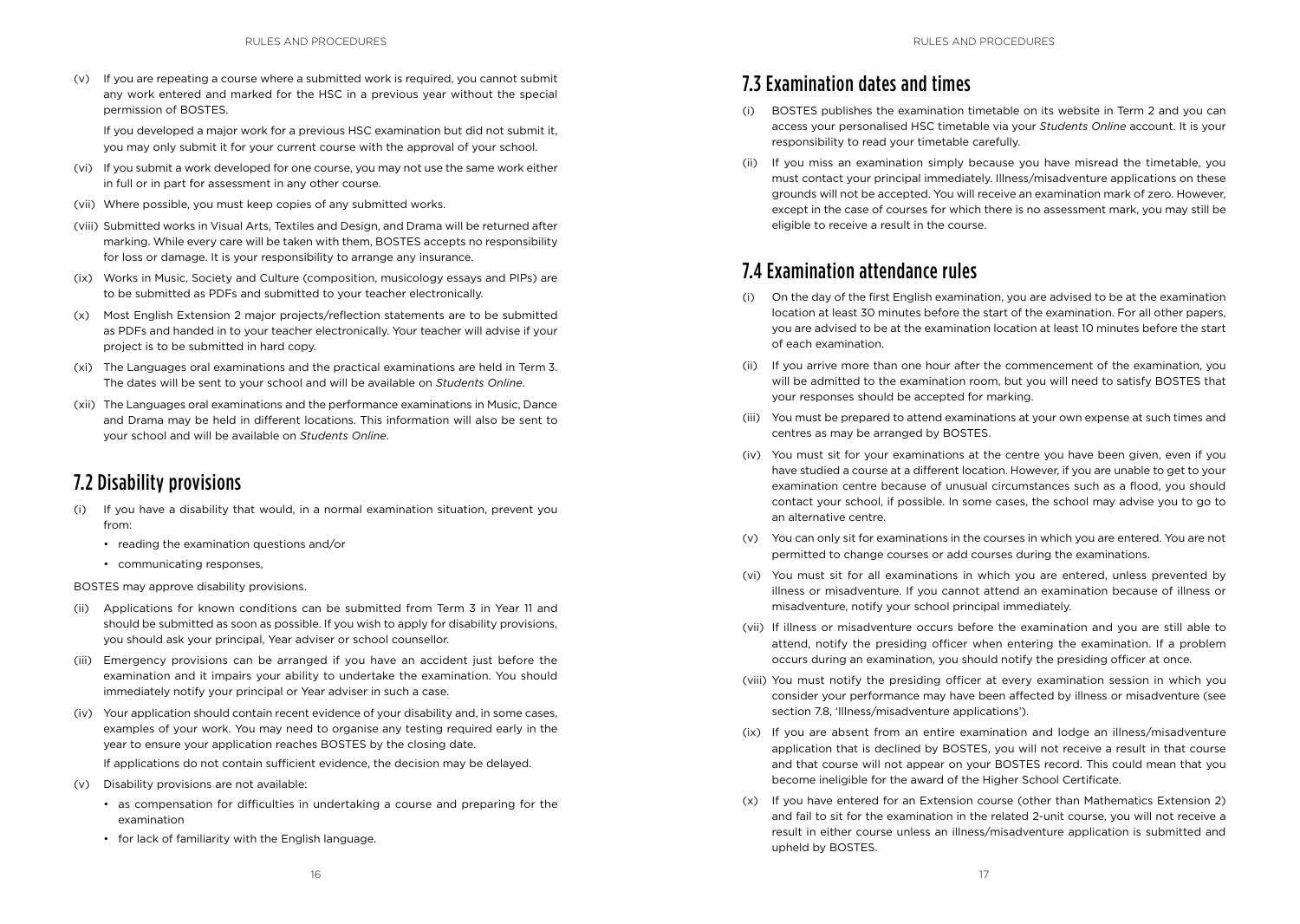(v) If you are repeating a course where a submitted work is required, you cannot submit any work entered and marked for the HSC in a previous year without the special permission of BOSTES.

If you developed a major work for a previous HSC examination but did not submit it, you may only submit it for your current course with the approval of your school.

(vi) If you submit a work developed for one course, you may not use the same work either in full or in part for assessment in any other course.

(vii) Where possible, you must keep copies of any submitted works.

(viii) Submitted works in Visual Arts, Textiles and Design, and Drama will be returned after marking. While every care will be taken with them, BOSTES accepts no responsibility for loss or damage. It is your responsibility to arrange any insurance.

(ix) Works in Music, Society and Culture (composition, musicology essays and PIPs) are to be submitted as PDFs and submitted to your teacher electronically.

(x) Most English Extension 2 major projects/reflection statements are to be submitted as PDFs and handed in to your teacher electronically. Your teacher will advise if your project is to be submitted in hard copy.

(xi) The Languages oral examinations and the practical examinations are held in Term 3. The dates will be sent to your school and will be available on *Students Online*.

(xii) The Languages oral examinations and the performance examinations in Music, Dance and Drama may be held in different locations. This information will also be sent to your school and will be available on *Students Online*.

## 7.2 Disability provisions

(i) If you have a disability that would, in a normal examination situation, prevent you from:

- reading the examination questions and/or
- communicating responses,

BOSTES may approve disability provisions.

(ii) Applications for known conditions can be submitted from Term 3 in Year 11 and should be submitted as soon as possible. If you wish to apply for disability provisions, you should ask your principal, Year adviser or school counsellor.

(iii) Emergency provisions can be arranged if you have an accident just before the examination and it impairs your ability to undertake the examination. You should immediately notify your principal or Year adviser in such a case.

(iv) Your application should contain recent evidence of your disability and, in some cases, examples of your work. You may need to organise any testing required early in the year to ensure your application reaches BOSTES by the closing date.

If applications do not contain sufficient evidence, the decision may be delayed.

(v) Disability provisions are not available:

- as compensation for difficulties in undertaking a course and preparing for the examination
- for lack of familiarity with the English language.

## 7.3 Examination dates and times

(i) BOSTES publishes the examination timetable on its website in Term 2 and you can access your personalised HSC timetable via your *Students Online* account. It is your responsibility to read your timetable carefully.

(ii) If you miss an examination simply because you have misread the timetable, you must contact your principal immediately. Illness/misadventure applications on these grounds will not be accepted. You will receive an examination mark of zero. However, except in the case of courses for which there is no assessment mark, you may still be eligible to receive a result in the course.

## 7.4 Examination attendance rules

(i) On the day of the first English examination, you are advised to be at the examination location at least 30 minutes before the start of the examination. For all other papers, you are advised to be at the examination location at least 10 minutes before the start of each examination.

(ii) If you arrive more than one hour after the commencement of the examination, you will be admitted to the examination room, but you will need to satisfy BOSTES that your responses should be accepted for marking.

(iii) You must be prepared to attend examinations at your own expense at such times and centres as may be arranged by BOSTES.

(iv) You must sit for your examinations at the centre you have been given, even if you have studied a course at a different location. However, if you are unable to get to your examination centre because of unusual circumstances such as a flood, you should contact your school, if possible. In some cases, the school may advise you to go to an alternative centre.

(v) You can only sit for examinations in the courses in which you are entered. You are not permitted to change courses or add courses during the examinations.

(vi) You must sit for all examinations in which you are entered, unless prevented by illness or misadventure. If you cannot attend an examination because of illness or misadventure, notify your school principal immediately.

(vii) If illness or misadventure occurs before the examination and you are still able to attend, notify the presiding officer when entering the examination. If a problem occurs during an examination, you should notify the presiding officer at once.

(viii) You must notify the presiding officer at every examination session in which you consider your performance may have been affected by illness or misadventure (see section 7.8, 'Illness/misadventure applications').

(ix) If you are absent from an entire examination and lodge an illness/misadventure application that is declined by BOSTES, you will not receive a result in that course and that course will not appear on your BOSTES record. This could mean that you become ineligible for the award of the Higher School Certificate.

(x) If you have entered for an Extension course (other than Mathematics Extension 2) and fail to sit for the examination in the related 2-unit course, you will not receive a result in either course unless an illness/misadventure application is submitted and upheld by BOSTES.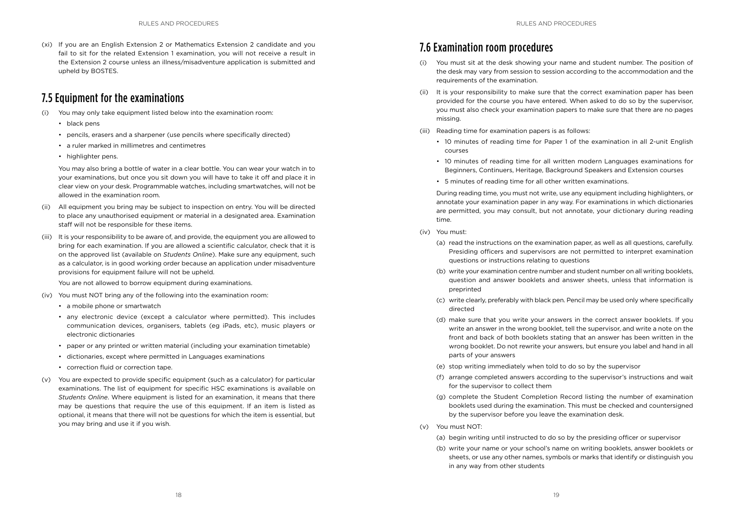(xi) If you are an English Extension 2 or Mathematics Extension 2 candidate and you fail to sit for the related Extension 1 examination, you will not receive a result in the Extension 2 course unless an illness/misadventure application is submitted and upheld by BOSTES.

## 7.5 Equipment for the examinations

(i) You may only take equipment listed below into the examination room:

- black pens
- pencils, erasers and a sharpener (use pencils where specifically directed)
- a ruler marked in millimetres and centimetres
- highlighter pens.

You may also bring a bottle of water in a clear bottle. You can wear your watch in to your examinations, but once you sit down you will have to take it off and place it in clear view on your desk. Programmable watches, including smartwatches, will not be allowed in the examination room.

(ii) All equipment you bring may be subject to inspection on entry. You will be directed to place any unauthorised equipment or material in a designated area. Examination staff will not be responsible for these items.

(iii) It is your responsibility to be aware of, and provide, the equipment you are allowed to bring for each examination. If you are allowed a scientific calculator, check that it is on the approved list (available on *Students Online*). Make sure any equipment, such as a calculator, is in good working order because an application under misadventure provisions for equipment failure will not be upheld.

You are not allowed to borrow equipment during examinations.

(iv) You must NOT bring any of the following into the examination room:

- a mobile phone or smartwatch
- any electronic device (except a calculator where permitted). This includes communication devices, organisers, tablets (eg iPads, etc), music players or electronic dictionaries
- paper or any printed or written material (including your examination timetable)
- dictionaries, except where permitted in Languages examinations
- correction fluid or correction tape.

(v) You are expected to provide specific equipment (such as a calculator) for particular examinations. The list of equipment for specific HSC examinations is available on *Students Online*. Where equipment is listed for an examination, it means that there may be questions that require the use of this equipment. If an item is listed as optional, it means that there will be no questions for which the item is essential, but you may bring and use it if you wish.

## 7.6 Examination room procedures

(i) You must sit at the desk showing your name and student number. The position of the desk may vary from session to session according to the accommodation and the requirements of the examination.

(ii) It is your responsibility to make sure that the correct examination paper has been provided for the course you have entered. When asked to do so by the supervisor, you must also check your examination papers to make sure that there are no pages missing.

(iii) Reading time for examination papers is as follows:

- 10 minutes of reading time for Paper 1 of the examination in all 2-unit English courses
- 10 minutes of reading time for all written modern Languages examinations for Beginners, Continuers, Heritage, Background Speakers and Extension courses
- 5 minutes of reading time for all other written examinations.

During reading time, you must not write, use any equipment including highlighters, or annotate your examination paper in any way. For examinations in which dictionaries are permitted, you may consult, but not annotate, your dictionary during reading time.

(iv) You must:

(a) read the instructions on the examination paper, as well as all questions, carefully. Presiding officers and supervisors are not permitted to interpret examination questions or instructions relating to questions

(b) write your examination centre number and student number on all writing booklets, question and answer booklets and answer sheets, unless that information is preprinted

(c) write clearly, preferably with black pen. Pencil may be used only where specifically directed

(d) make sure that you write your answers in the correct answer booklets. If you write an answer in the wrong booklet, tell the supervisor, and write a note on the front and back of both booklets stating that an answer has been written in the wrong booklet. Do not rewrite your answers, but ensure you label and hand in all parts of your answers

(e) stop writing immediately when told to do so by the supervisor

(f) arrange completed answers according to the supervisor's instructions and wait for the supervisor to collect them

(g) complete the Student Completion Record listing the number of examination booklets used during the examination. This must be checked and countersigned by the supervisor before you leave the examination desk.

(v) You must NOT:

(a) begin writing until instructed to do so by the presiding officer or supervisor

(b) write your name or your school's name on writing booklets, answer booklets or sheets, or use any other names, symbols or marks that identify or distinguish you in any way from other students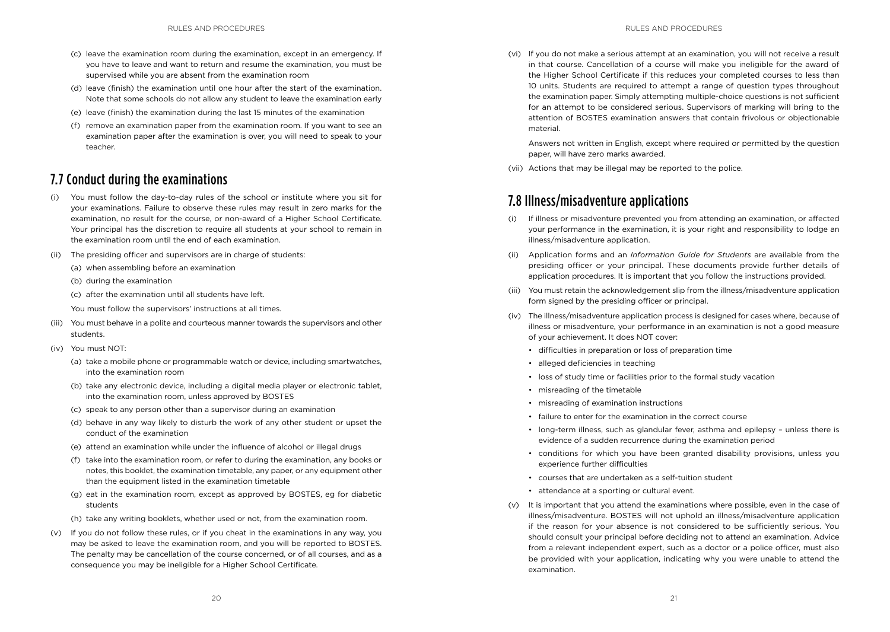(c) leave the examination room during the examination, except in an emergency. If you have to leave and want to return and resume the examination, you must be supervised while you are absent from the examination room

(d) leave (finish) the examination until one hour after the start of the examination. Note that some schools do not allow any student to leave the examination early

(e) leave (finish) the examination during the last 15 minutes of the examination

(f) remove an examination paper from the examination room. If you want to see an examination paper after the examination is over, you will need to speak to your teacher.

## 7.7 Conduct during the examinations

(i) You must follow the day-to-day rules of the school or institute where you sit for your examinations. Failure to observe these rules may result in zero marks for the examination, no result for the course, or non-award of a Higher School Certificate. Your principal has the discretion to require all students at your school to remain in the examination room until the end of each examination.

(ii) The presiding officer and supervisors are in charge of students:

(a) when assembling before an examination

(b) during the examination

(c) after the examination until all students have left.

You must follow the supervisors' instructions at all times.

(iii) You must behave in a polite and courteous manner towards the supervisors and other students.

(iv) You must NOT:

(a) take a mobile phone or programmable watch or device, including smartwatches, into the examination room

(b) take any electronic device, including a digital media player or electronic tablet, into the examination room, unless approved by BOSTES

(c) speak to any person other than a supervisor during an examination

(d) behave in any way likely to disturb the work of any other student or upset the conduct of the examination

(e) attend an examination while under the influence of alcohol or illegal drugs

(f) take into the examination room, or refer to during the examination, any books or notes, this booklet, the examination timetable, any paper, or any equipment other than the equipment listed in the examination timetable

(g) eat in the examination room, except as approved by BOSTES, eg for diabetic students

(h) take any writing booklets, whether used or not, from the examination room.

(v) If you do not follow these rules, or if you cheat in the examinations in any way, you may be asked to leave the examination room, and you will be reported to BOSTES. The penalty may be cancellation of the course concerned, or of all courses, and as a consequence you may be ineligible for a Higher School Certificate.

(vi) If you do not make a serious attempt at an examination, you will not receive a result in that course. Cancellation of a course will make you ineligible for the award of the Higher School Certificate if this reduces your completed courses to less than 10 units. Students are required to attempt a range of question types throughout the examination paper. Simply attempting multiple-choice questions is not sufficient for an attempt to be considered serious. Supervisors of marking will bring to the attention of BOSTES examination answers that contain frivolous or objectionable material.

Answers not written in English, except where required or permitted by the question paper, will have zero marks awarded.

(vii) Actions that may be illegal may be reported to the police.

## 7.8 Illness/misadventure applications

(i) If illness or misadventure prevented you from attending an examination, or affected your performance in the examination, it is your right and responsibility to lodge an illness/misadventure application.

(ii) Application forms and an *Information Guide for Students* are available from the presiding officer or your principal. These documents provide further details of application procedures. It is important that you follow the instructions provided.

(iii) You must retain the acknowledgement slip from the illness/misadventure application form signed by the presiding officer or principal.

(iv) The illness/misadventure application process is designed for cases where, because of illness or misadventure, your performance in an examination is not a good measure of your achievement. It does NOT cover:

- difficulties in preparation or loss of preparation time
- alleged deficiencies in teaching
- loss of study time or facilities prior to the formal study vacation
- misreading of the timetable
- misreading of examination instructions
- failure to enter for the examination in the correct course
- long-term illness, such as glandular fever, asthma and epilepsy – unless there is evidence of a sudden recurrence during the examination period
- conditions for which you have been granted disability provisions, unless you experience further difficulties
- courses that are undertaken as a self-tuition student
- attendance at a sporting or cultural event.

(v) It is important that you attend the examinations where possible, even in the case of illness/misadventure. BOSTES will not uphold an illness/misadventure application if the reason for your absence is not considered to be sufficiently serious. You should consult your principal before deciding not to attend an examination. Advice from a relevant independent expert, such as a doctor or a police officer, must also be provided with your application, indicating why you were unable to attend the examination.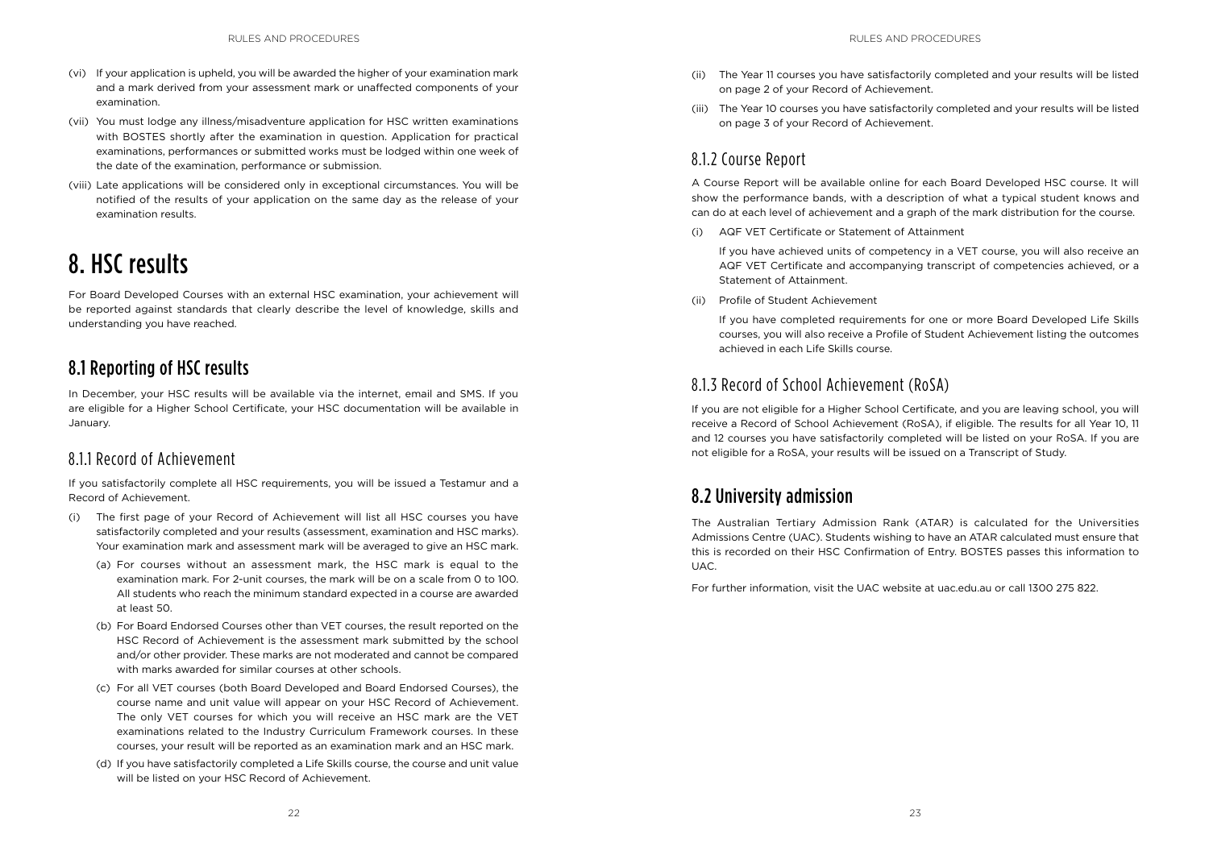(vi) If your application is upheld, you will be awarded the higher of your examination mark and a mark derived from your assessment mark or unaffected components of your examination.

(vii) You must lodge any illness/misadventure application for HSC written examinations with BOSTES shortly after the examination in question. Application for practical examinations, performances or submitted works must be lodged within one week of the date of the examination, performance or submission.

(viii) Late applications will be considered only in exceptional circumstances. You will be notified of the results of your application on the same day as the release of your examination results.

# 8. HSC results

For Board Developed Courses with an external HSC examination, your achievement will be reported against standards that clearly describe the level of knowledge, skills and understanding you have reached.

## 8.1 Reporting of HSC results

In December, your HSC results will be available via the internet, email and SMS. If you are eligible for a Higher School Certificate, your HSC documentation will be available in January.

### 8.1.1 Record of Achievement

If you satisfactorily complete all HSC requirements, you will be issued a Testamur and a Record of Achievement.

(i) The first page of your Record of Achievement will list all HSC courses you have satisfactorily completed and your results (assessment, examination and HSC marks). Your examination mark and assessment mark will be averaged to give an HSC mark.

   (a) For courses without an assessment mark, the HSC mark is equal to the examination mark. For 2-unit courses, the mark will be on a scale from 0 to 100. All students who reach the minimum standard expected in a course are awarded at least 50.

   (b) For Board Endorsed Courses other than VET courses, the result reported on the HSC Record of Achievement is the assessment mark submitted by the school and/or other provider. These marks are not moderated and cannot be compared with marks awarded for similar courses at other schools.

   (c) For all VET courses (both Board Developed and Board Endorsed Courses), the course name and unit value will appear on your HSC Record of Achievement. The only VET courses for which you will receive an HSC mark are the VET examinations related to the Industry Curriculum Framework courses. In these courses, your result will be reported as an examination mark and an HSC mark.

   (d) If you have satisfactorily completed a Life Skills course, the course and unit value will be listed on your HSC Record of Achievement.

(ii) The Year 11 courses you have satisfactorily completed and your results will be listed on page 2 of your Record of Achievement.

(iii) The Year 10 courses you have satisfactorily completed and your results will be listed on page 3 of your Record of Achievement.

### 8.1.2 Course Report

A Course Report will be available online for each Board Developed HSC course. It will show the performance bands, with a description of what a typical student knows and can do at each level of achievement and a graph of the mark distribution for the course.

(i) AQF VET Certificate or Statement of Attainment

   If you have achieved units of competency in a VET course, you will also receive an AQF VET Certificate and accompanying transcript of competencies achieved, or a Statement of Attainment.

(ii) Profile of Student Achievement

   If you have completed requirements for one or more Board Developed Life Skills courses, you will also receive a Profile of Student Achievement listing the outcomes achieved in each Life Skills course.

### 8.1.3 Record of School Achievement (RoSA)

If you are not eligible for a Higher School Certificate, and you are leaving school, you will receive a Record of School Achievement (RoSA), if eligible. The results for all Year 10, 11 and 12 courses you have satisfactorily completed will be listed on your RoSA. If you are not eligible for a RoSA, your results will be issued on a Transcript of Study.

## 8.2 University admission

The Australian Tertiary Admission Rank (ATAR) is calculated for the Universities Admissions Centre (UAC). Students wishing to have an ATAR calculated must ensure that this is recorded on their HSC Confirmation of Entry. BOSTES passes this information to UAC.

For further information, visit the UAC website at uac.edu.au or call 1300 275 822.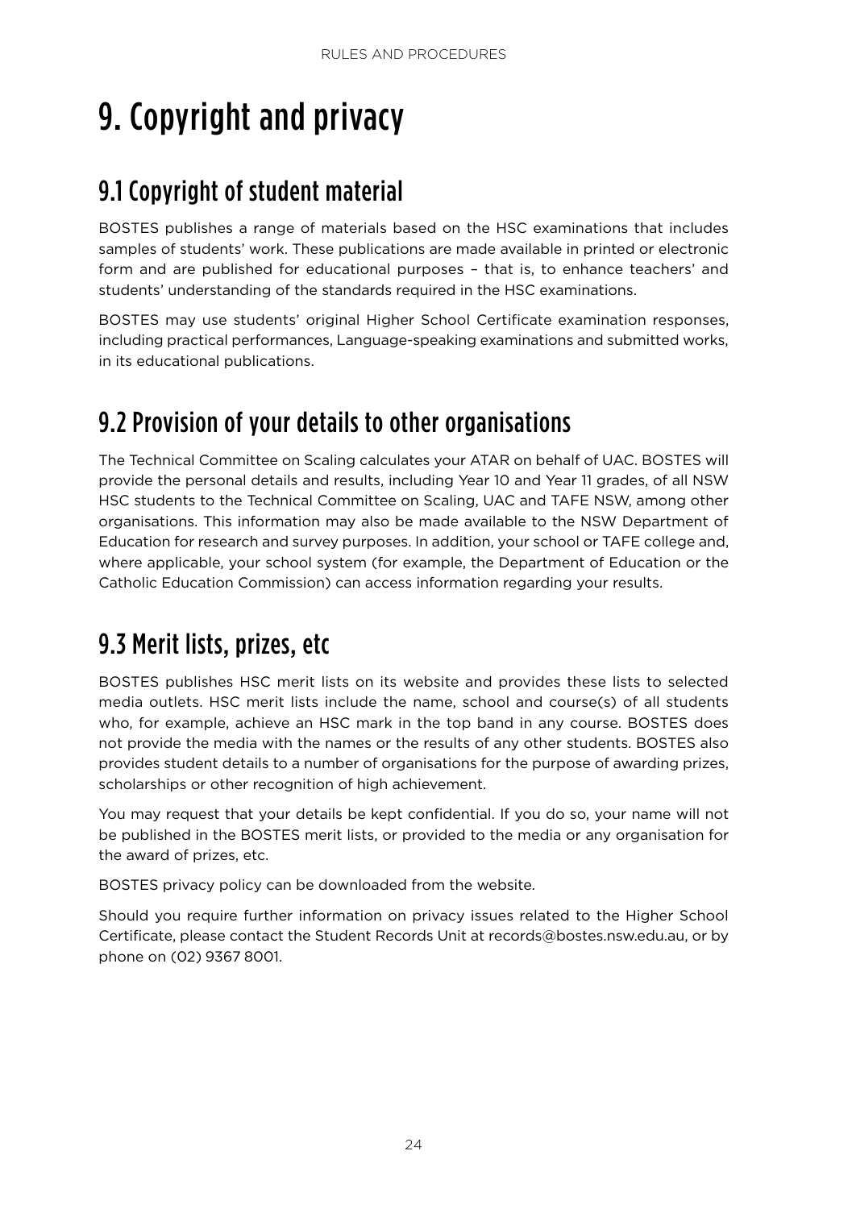# 9. Copyright and privacy

## 9.1 Copyright of student material

BOSTES publishes a range of materials based on the HSC examinations that includes samples of students' work. These publications are made available in printed or electronic form and are published for educational purposes – that is, to enhance teachers' and students' understanding of the standards required in the HSC examinations.

BOSTES may use students' original Higher School Certificate examination responses, including practical performances, Language-speaking examinations and submitted works, in its educational publications.

## 9.2 Provision of your details to other organisations

The Technical Committee on Scaling calculates your ATAR on behalf of UAC. BOSTES will provide the personal details and results, including Year 10 and Year 11 grades, of all NSW HSC students to the Technical Committee on Scaling, UAC and TAFE NSW, among other organisations. This information may also be made available to the NSW Department of Education for research and survey purposes. In addition, your school or TAFE college and, where applicable, your school system (for example, the Department of Education or the Catholic Education Commission) can access information regarding your results.

## 9.3 Merit lists, prizes, etc

BOSTES publishes HSC merit lists on its website and provides these lists to selected media outlets. HSC merit lists include the name, school and course(s) of all students who, for example, achieve an HSC mark in the top band in any course. BOSTES does not provide the media with the names or the results of any other students. BOSTES also provides student details to a number of organisations for the purpose of awarding prizes, scholarships or other recognition of high achievement.

You may request that your details be kept confidential. If you do so, your name will not be published in the BOSTES merit lists, or provided to the media or any organisation for the award of prizes, etc.

BOSTES privacy policy can be downloaded from the website.

Should you require further information on privacy issues related to the Higher School Certificate, please contact the Student Records Unit at records@bostes.nsw.edu.au, or by phone on (02) 9367 8001.